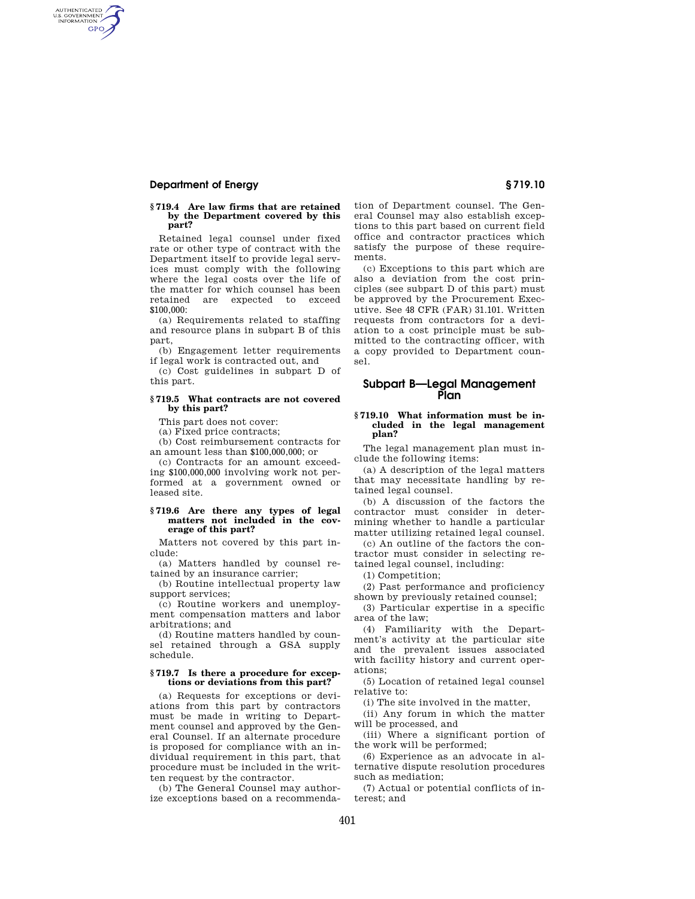### § 719.4 Are law firms that are retained by the Department covered by this part?

Retained legal counsel under fixed rate or other type of contract with the Department itself to provide legal services must comply with the following where the legal costs over the life of the matter for which counsel has been retained are expected to exceed $100,000:

(a) Requirements related to staffing and resource plans in subpart B of this part,

(b) Engagement letter requirements if legal work is contracted out, and

(c) Cost guidelines in subpart D of this part.

### § 719.5 What contracts are not covered by this part?

This part does not cover:

(a) Fixed price contracts;

(b) Cost reimbursement contracts for an amount less than $100,000,000; or

(c) Contracts for an amount exceeding $100,000,000 involving work not performed at a government owned or leased site.

### § 719.6 Are there any types of legal matters not included in the coverage of this part?

Matters not covered by this part include:

(a) Matters handled by counsel retained by an insurance carrier;

(b) Routine intellectual property law support services;

(c) Routine workers and unemployment compensation matters and labor arbitrations; and

(d) Routine matters handled by counsel retained through a GSA supply schedule.

### § 719.7 Is there a procedure for exceptions or deviations from this part?

(a) Requests for exceptions or deviations from this part by contractors must be made in writing to Department counsel and approved by the General Counsel. If an alternate procedure is proposed for compliance with an individual requirement in this part, that procedure must be included in the written request by the contractor.

(b) The General Counsel may authorize exceptions based on a recommendation of Department counsel. The General Counsel may also establish exceptions to this part based on current field office and contractor practices which satisfy the purpose of these requirements.

(c) Exceptions to this part which are also a deviation from the cost principles (see subpart D of this part) must be approved by the Procurement Executive. See 48 CFR (FAR) 31.101. Written requests from contractors for a deviation to a cost principle must be submitted to the contracting officer, with a copy provided to Department counsel.

## Subpart B—Legal Management Plan

### § 719.10 What information must be included in the legal management plan?

The legal management plan must include the following items:

(a) A description of the legal matters that may necessitate handling by retained legal counsel.

(b) A discussion of the factors the contractor must consider in determining whether to handle a particular matter utilizing retained legal counsel.

(c) An outline of the factors the contractor must consider in selecting retained legal counsel, including:

(1) Competition;

(2) Past performance and proficiency shown by previously retained counsel;

(3) Particular expertise in a specific area of the law;

(4) Familiarity with the Department's activity at the particular site and the prevalent issues associated with facility history and current operations;

(5) Location of retained legal counsel relative to:

(i) The site involved in the matter,

(ii) Any forum in which the matter will be processed, and

(iii) Where a significant portion of the work will be performed;

(6) Experience as an advocate in alternative dispute resolution procedures such as mediation;

(7) Actual or potential conflicts of interest; and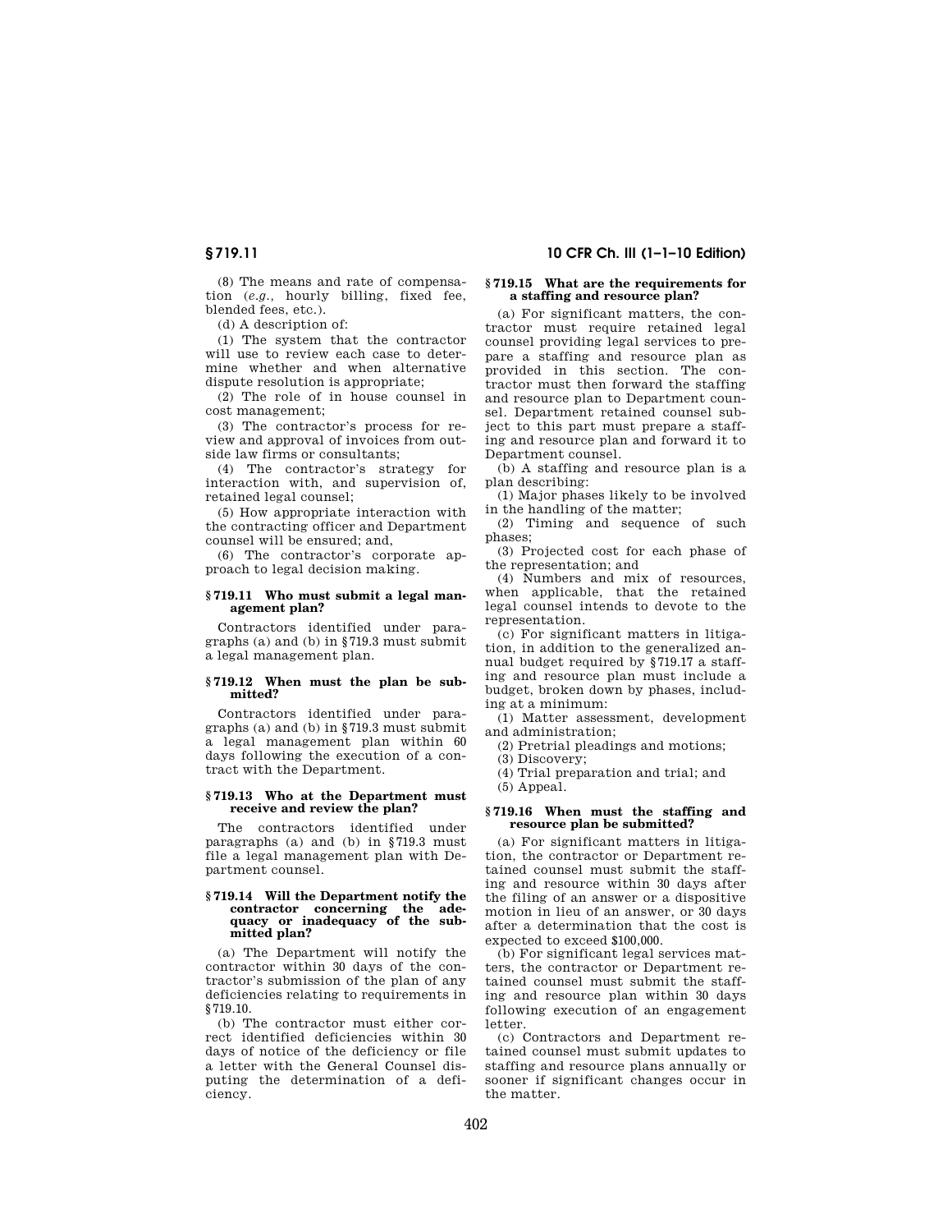(8) The means and rate of compensation (*e.g.*, hourly billing, fixed fee, blended fees, etc.).

(d) A description of:

(1) The system that the contractor will use to review each case to determine whether and when alternative dispute resolution is appropriate;

(2) The role of in house counsel in cost management;

(3) The contractor's process for review and approval of invoices from outside law firms or consultants;

(4) The contractor's strategy for interaction with, and supervision of, retained legal counsel;

(5) How appropriate interaction with the contracting officer and Department counsel will be ensured; and,

(6) The contractor's corporate approach to legal decision making.

### § 719.11 Who must submit a legal management plan?

Contractors identified under paragraphs (a) and (b) in §719.3 must submit a legal management plan.

### § 719.12 When must the plan be submitted?

Contractors identified under paragraphs (a) and (b) in §719.3 must submit a legal management plan within 60 days following the execution of a contract with the Department.

### § 719.13 Who at the Department must receive and review the plan?

The contractors identified under paragraphs (a) and (b) in §719.3 must file a legal management plan with Department counsel.

### § 719.14 Will the Department notify the contractor concerning the adequacy or inadequacy of the submitted plan?

(a) The Department will notify the contractor within 30 days of the contractor's submission of the plan of any deficiencies relating to requirements in §719.10.

(b) The contractor must either correct identified deficiencies within 30 days of notice of the deficiency or file a letter with the General Counsel disputing the determination of a deficiency.

### § 719.15 What are the requirements for a staffing and resource plan?

(a) For significant matters, the contractor must require retained legal counsel providing legal services to prepare a staffing and resource plan as provided in this section. The contractor must then forward the staffing and resource plan to Department counsel. Department retained counsel subject to this part must prepare a staffing and resource plan and forward it to Department counsel.

(b) A staffing and resource plan is a plan describing:

(1) Major phases likely to be involved in the handling of the matter;

(2) Timing and sequence of such phases;

(3) Projected cost for each phase of the representation; and

(4) Numbers and mix of resources, when applicable, that the retained legal counsel intends to devote to the representation.

(c) For significant matters in litigation, in addition to the generalized annual budget required by §719.17 a staffing and resource plan must include a budget, broken down by phases, including at a minimum:

(1) Matter assessment, development and administration;

(2) Pretrial pleadings and motions;

(3) Discovery;

(4) Trial preparation and trial; and

(5) Appeal.

### § 719.16 When must the staffing and resource plan be submitted?

(a) For significant matters in litigation, the contractor or Department retained counsel must submit the staffing and resource within 30 days after the filing of an answer or a dispositive motion in lieu of an answer, or 30 days after a determination that the cost is expected to exceed $100,000.

(b) For significant legal services matters, the contractor or Department retained counsel must submit the staffing and resource plan within 30 days following execution of an engagement letter.

(c) Contractors and Department retained counsel must submit updates to staffing and resource plans annually or sooner if significant changes occur in the matter.